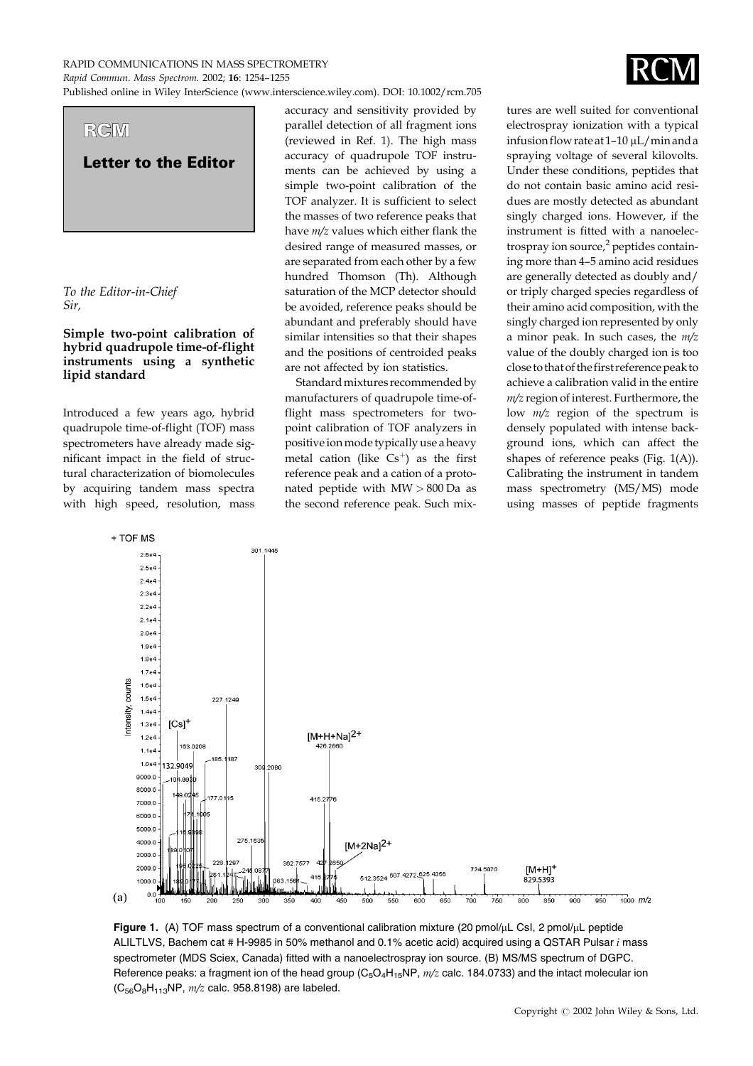## Letter to the Editor

*To the Editor-in-Chief*
*Sir,*

### Simple two-point calibration of hybrid quadrupole time-of-flight instruments using a synthetic lipid standard

Introduced a few years ago, hybrid quadrupole time-of-flight (TOF) mass spectrometers have already made significant impact in the field of structural characterization of biomolecules by acquiring tandem mass spectra with high speed, resolution, mass accuracy and sensitivity provided by parallel detection of all fragment ions (reviewed in Ref. 1). The high mass accuracy of quadrupole TOF instruments can be achieved by using a simple two-point calibration of the TOF analyzer. It is sufficient to select the masses of two reference peaks that have *m/z* values which either flank the desired range of measured masses, or are separated from each other by a few hundred Thomson (Th). Although saturation of the MCP detector should be avoided, reference peaks should be abundant and preferably should have similar intensities so that their shapes and the positions of centroided peaks are not affected by ion statistics.

Standard mixtures recommended by manufacturers of quadrupole time-of-flight mass spectrometers for two-point calibration of TOF analyzers in positive ion mode typically use a heavy metal cation (like $Cs^+$) as the first reference peak and a cation of a protonated peptide with MW > 800 Da as the second reference peak. Such mixtures are well suited for conventional electrospray ionization with a typical infusion flow rate at 1–10 μL/min and a spraying voltage of several kilovolts. Under these conditions, peptides that do not contain basic amino acid residues are mostly detected as abundant singly charged ions. However, if the instrument is fitted with a nanoelectrospray ion source,[2] peptides containing more than 4–5 amino acid residues are generally detected as doubly and/or triply charged species regardless of their amino acid composition, with the singly charged ion represented by only a minor peak. In such cases, the *m/z* value of the doubly charged ion is too close to that of the first reference peak to achieve a calibration valid in the entire *m/z* region of interest. Furthermore, the low *m/z* region of the spectrum is densely populated with intense background ions, which can affect the shapes of reference peaks (Fig. 1(A)). Calibrating the instrument in tandem mass spectrometry (MS/MS) mode using masses of peptide fragments

**Figure 1.** (A) TOF mass spectrum of a conventional calibration mixture (20 pmol/μL CsI, 2 pmol/μL peptide ALILTLVS, Bachem cat # H-9985 in 50% methanol and 0.1% acetic acid) acquired using a QSTAR Pulsar *i* mass spectrometer (MDS Sciex, Canada) fitted with a nanoelectrospray ion source. (B) MS/MS spectrum of DGPC. Reference peaks: a fragment ion of the head group ($C_5O_4H_{15}NP$, *m/z* calc. 184.0733) and the intact molecular ion ($C_{56}O_8H_{113}NP$, *m/z* calc. 958.8198) are labeled.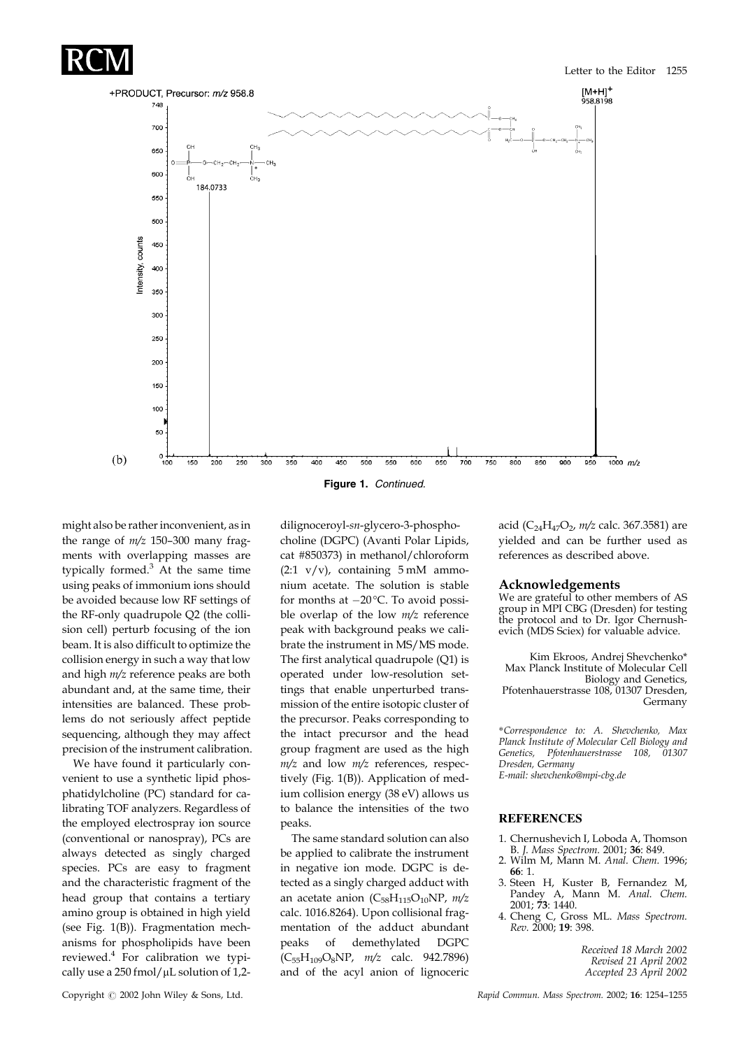+PRODUCT, Precursor: $m/z$ 958.8

$[M+H]^+$
958.8198

184.0733

Intensity, counts

748
700
650
600
550
500
450
400
350
300
250
200
150
100
50
0

100 150 200 250 300 350 400 450 500 550 600 650 700 750 800 850 900 950 1000 $m/z$

(b)

**Figure 1.** *Continued.*

might also be rather inconvenient, as in the range of $m/z$ 150–300 many fragments with overlapping masses are typically formed.[3] At the same time using peaks of immonium ions should be avoided because low RF settings of the RF-only quadrupole Q2 (the collision cell) perturb focusing of the ion beam. It is also difficult to optimize the collision energy in such a way that low and high $m/z$ reference peaks are both abundant and, at the same time, their intensities are balanced. These problems do not seriously affect peptide sequencing, although they may affect precision of the instrument calibration.

We have found it particularly convenient to use a synthetic lipid phosphatidylcholine (PC) standard for calibrating TOF analyzers. Regardless of the employed electrospray ion source (conventional or nanospray), PCs are always detected as singly charged species. PCs are easy to fragment and the characteristic fragment of the head group that contains a tertiary amino group is obtained in high yield (see Fig. 1(B)). Fragmentation mechanisms for phospholipids have been reviewed.[4] For calibration we typically use a 250 fmol/μL solution of 1,2-dilignoceroyl-*sn*-glycero-3-phosphocholine (DGPC) (Avanti Polar Lipids, cat #850373) in methanol/chloroform (2:1 v/v), containing 5 mM ammonium acetate. The solution is stable for months at −20 °C. To avoid possible overlap of the low $m/z$ reference peak with background peaks we calibrate the instrument in MS/MS mode. The first analytical quadrupole (Q1) is operated under low-resolution settings that enable unperturbed transmission of the entire isotopic cluster of the precursor. Peaks corresponding to the intact precursor and the head group fragment are used as the high $m/z$ and low $m/z$ references, respectively (Fig. 1(B)). Application of medium collision energy (38 eV) allows us to balance the intensities of the two peaks.

The same standard solution can also be applied to calibrate the instrument in negative ion mode. DGPC is detected as a singly charged adduct with an acetate anion ($C_{58}H_{115}O_{10}NP$, $m/z$ calc. 1016.8264). Upon collisional fragmentation of the adduct abundant peaks of demethylated DGPC ($C_{55}H_{109}O_8NP$, $m/z$ calc. 942.7896) and of the acyl anion of lignoceric acid ($C_{24}H_{47}O_2$, $m/z$ calc. 367.3581) are yielded and can be further used as references as described above.

## Acknowledgements

We are grateful to other members of AS group in MPI CBG (Dresden) for testing the protocol and to Dr. Igor Chernushevich (MDS Sciex) for valuable advice.

Kim Ekroos, Andrej Shevchenko*
Max Planck Institute of Molecular Cell Biology and Genetics,
Pfotenhauerstrasse 108, 01307 Dresden, Germany

**Correspondence to: A. Shevchenko, Max Planck Institute of Molecular Cell Biology and Genetics, Pfotenhauerstrasse 108, 01307 Dresden, Germany*
*E-mail: shevchenko@mpi-cbg.de*

## REFERENCES

1. Chernushevich I, Loboda A, Thomson B. *J. Mass Spectrom.* 2001; **36**: 849.
2. Wilm M, Mann M. *Anal. Chem.* 1996; **66**: 1.
3. Steen H, Kuster B, Fernandez M, Pandey A, Mann M. *Anal. Chem.* 2001; **73**: 1440.
4. Cheng C, Gross ML. *Mass Spectrom. Rev.* 2000; **19**: 398.

*Received 18 March 2002*
*Revised 21 April 2002*
*Accepted 23 April 2002*